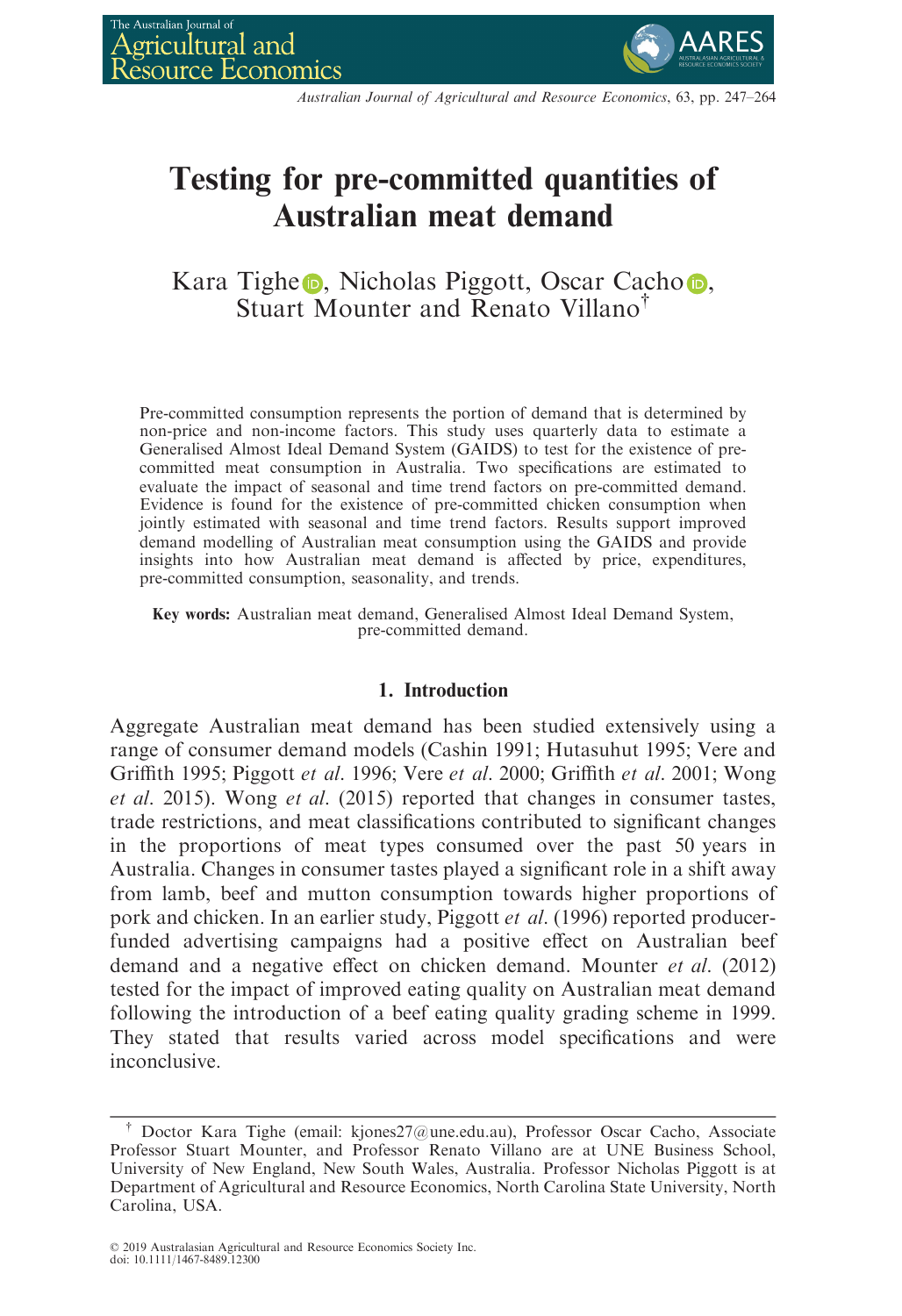# Testing for pre-committed quantities of Australian meat demand

Kara Tighe, Nicholas Piggott, Oscar Cacho, Stuart Mounter and Renato Villano[†]

Pre-committed consumption represents the portion of demand that is determined by non-price and non-income factors. This study uses quarterly data to estimate a Generalised Almost Ideal Demand System (GAIDS) to test for the existence of pre-committed meat consumption in Australia. Two specifications are estimated to evaluate the impact of seasonal and time trend factors on pre-committed demand. Evidence is found for the existence of pre-committed chicken consumption when jointly estimated with seasonal and time trend factors. Results support improved demand modelling of Australian meat consumption using the GAIDS and provide insights into how Australian meat demand is affected by price, expenditures, pre-committed consumption, seasonality, and trends.

**Key words:** Australian meat demand, Generalised Almost Ideal Demand System, pre-committed demand.

## 1. Introduction

Aggregate Australian meat demand has been studied extensively using a range of consumer demand models (Cashin 1991; Hutasuhut 1995; Vere and Griffith 1995; Piggott *et al.* 1996; Vere *et al.* 2000; Griffith *et al.* 2001; Wong *et al.* 2015). Wong *et al.* (2015) reported that changes in consumer tastes, trade restrictions, and meat classifications contributed to significant changes in the proportions of meat types consumed over the past 50 years in Australia. Changes in consumer tastes played a significant role in a shift away from lamb, beef and mutton consumption towards higher proportions of pork and chicken. In an earlier study, Piggott *et al.* (1996) reported producer-funded advertising campaigns had a positive effect on Australian beef demand and a negative effect on chicken demand. Mounter *et al.* (2012) tested for the impact of improved eating quality on Australian meat demand following the introduction of a beef eating quality grading scheme in 1999. They stated that results varied across model specifications and were inconclusive.

[†] Doctor Kara Tighe (email: kjones27@une.edu.au), Professor Oscar Cacho, Associate Professor Stuart Mounter, and Professor Renato Villano are at UNE Business School, University of New England, New South Wales, Australia. Professor Nicholas Piggott is at Department of Agricultural and Resource Economics, North Carolina State University, North Carolina, USA.

© 2019 Australasian Agricultural and Resource Economics Society Inc.
doi: 10.1111/1467-8489.12300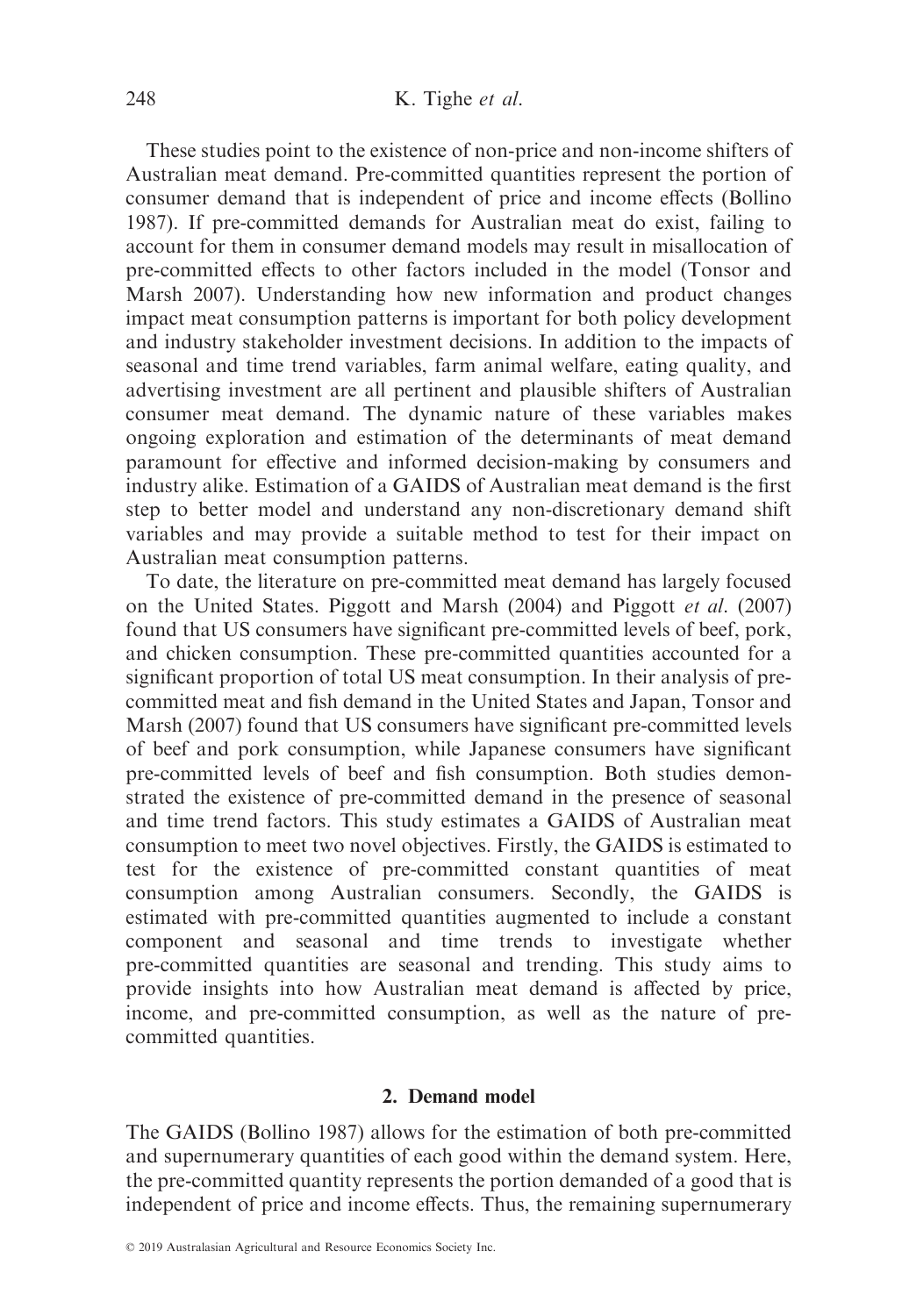These studies point to the existence of non-price and non-income shifters of Australian meat demand. Pre-committed quantities represent the portion of consumer demand that is independent of price and income effects (Bollino 1987). If pre-committed demands for Australian meat do exist, failing to account for them in consumer demand models may result in misallocation of pre-committed effects to other factors included in the model (Tonsor and Marsh 2007). Understanding how new information and product changes impact meat consumption patterns is important for both policy development and industry stakeholder investment decisions. In addition to the impacts of seasonal and time trend variables, farm animal welfare, eating quality, and advertising investment are all pertinent and plausible shifters of Australian consumer meat demand. The dynamic nature of these variables makes ongoing exploration and estimation of the determinants of meat demand paramount for effective and informed decision-making by consumers and industry alike. Estimation of a GAIDS of Australian meat demand is the first step to better model and understand any non-discretionary demand shift variables and may provide a suitable method to test for their impact on Australian meat consumption patterns.

To date, the literature on pre-committed meat demand has largely focused on the United States. Piggott and Marsh (2004) and Piggott *et al.* (2007) found that US consumers have significant pre-committed levels of beef, pork, and chicken consumption. These pre-committed quantities accounted for a significant proportion of total US meat consumption. In their analysis of pre-committed meat and fish demand in the United States and Japan, Tonsor and Marsh (2007) found that US consumers have significant pre-committed levels of beef and pork consumption, while Japanese consumers have significant pre-committed levels of beef and fish consumption. Both studies demonstrated the existence of pre-committed demand in the presence of seasonal and time trend factors. This study estimates a GAIDS of Australian meat consumption to meet two novel objectives. Firstly, the GAIDS is estimated to test for the existence of pre-committed constant quantities of meat consumption among Australian consumers. Secondly, the GAIDS is estimated with pre-committed quantities augmented to include a constant component and seasonal and time trends to investigate whether pre-committed quantities are seasonal and trending. This study aims to provide insights into how Australian meat demand is affected by price, income, and pre-committed consumption, as well as the nature of pre-committed quantities.

## 2. Demand model

The GAIDS (Bollino 1987) allows for the estimation of both pre-committed and supernumerary quantities of each good within the demand system. Here, the pre-committed quantity represents the portion demanded of a good that is independent of price and income effects. Thus, the remaining supernumerary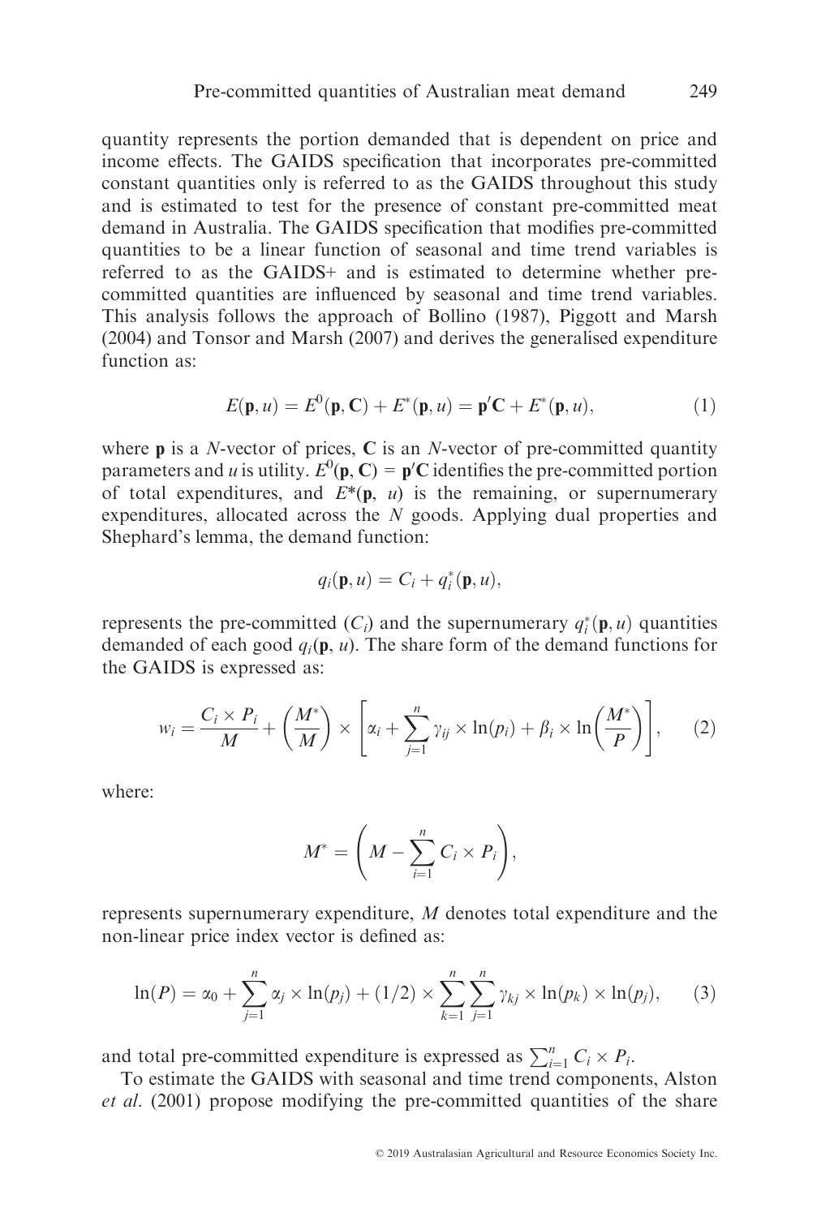quantity represents the portion demanded that is dependent on price and income effects. The GAIDS specification that incorporates pre-committed constant quantities only is referred to as the GAIDS throughout this study and is estimated to test for the presence of constant pre-committed meat demand in Australia. The GAIDS specification that modifies pre-committed quantities to be a linear function of seasonal and time trend variables is referred to as the GAIDS+ and is estimated to determine whether pre-committed quantities are influenced by seasonal and time trend variables. This analysis follows the approach of Bollino (1987), Piggott and Marsh (2004) and Tonsor and Marsh (2007) and derives the generalised expenditure function as:

$$E(\mathbf{p}, u) = E^0(\mathbf{p}, \mathbf{C}) + E^*(\mathbf{p}, u) = \mathbf{p}'\mathbf{C} + E^*(\mathbf{p}, u), \tag{1}$$

where $\mathbf{p}$ is a $N$-vector of prices, $\mathbf{C}$ is an $N$-vector of pre-committed quantity parameters and $u$ is utility. $E^0(\mathbf{p}, \mathbf{C}) = \mathbf{p}'\mathbf{C}$ identifies the pre-committed portion of total expenditures, and $E^*(\mathbf{p}, u)$ is the remaining, or supernumerary expenditures, allocated across the $N$ goods. Applying dual properties and Shephard's lemma, the demand function:

$$q_i(\mathbf{p}, u) = C_i + q_i^*(\mathbf{p}, u),$$

represents the pre-committed ($C_i$) and the supernumerary $q_i^*(\mathbf{p}, u)$ quantities demanded of each good $q_i(\mathbf{p}, u)$. The share form of the demand functions for the GAIDS is expressed as:

$$w_i = \frac{C_i \times P_i}{M} + \left(\frac{M^*}{M}\right) \times \left[\alpha_i + \sum_{j=1}^{n} \gamma_{ij} \times \ln(p_i) + \beta_i \times \ln\left(\frac{M^*}{P}\right)\right], \tag{2}$$

where:

$$M^* = \left(M - \sum_{i=1}^{n} C_i \times P_i\right),$$

represents supernumerary expenditure, $M$ denotes total expenditure and the non-linear price index vector is defined as:

$$\ln(P) = \alpha_0 + \sum_{j=1}^{n} \alpha_j \times \ln(p_j) + (1/2) \times \sum_{k=1}^{n} \sum_{j=1}^{n} \gamma_{kj} \times \ln(p_k) \times \ln(p_j), \tag{3}$$

and total pre-committed expenditure is expressed as $\sum_{i=1}^{n} C_i \times P_i$.

To estimate the GAIDS with seasonal and time trend components, Alston *et al.* (2001) propose modifying the pre-committed quantities of the share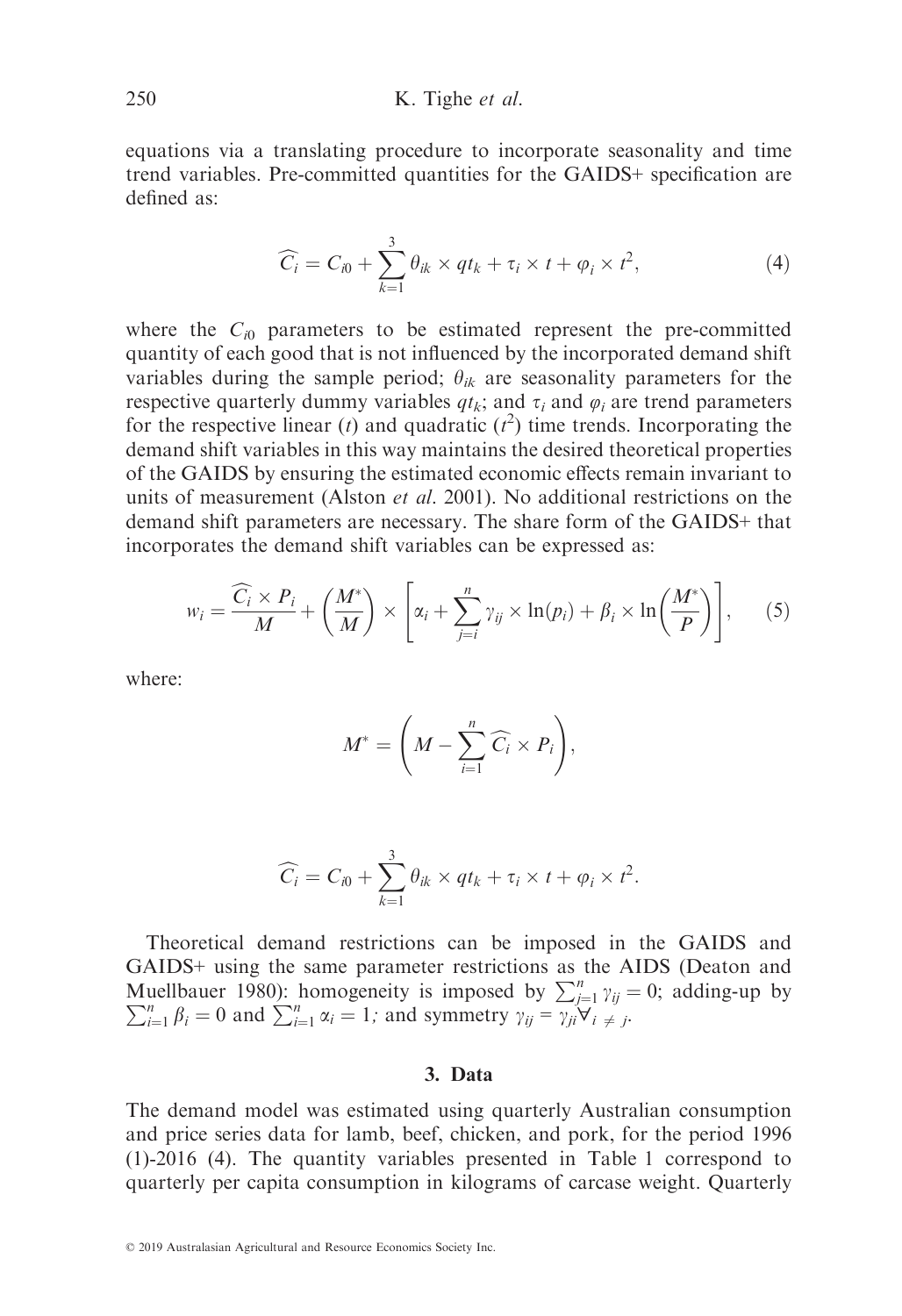equations via a translating procedure to incorporate seasonality and time trend variables. Pre-committed quantities for the GAIDS+ specification are defined as:

$$\widehat{C_i} = C_{i0} + \sum_{k=1}^{3} \theta_{ik} \times qt_k + \tau_i \times t + \varphi_i \times t^2, \tag{4}$$

where the $C_{i0}$ parameters to be estimated represent the pre-committed quantity of each good that is not influenced by the incorporated demand shift variables during the sample period; $\theta_{ik}$ are seasonality parameters for the respective quarterly dummy variables $qt_k$; and $\tau_i$ and $\varphi_i$ are trend parameters for the respective linear ($t$) and quadratic ($t^2$) time trends. Incorporating the demand shift variables in this way maintains the desired theoretical properties of the GAIDS by ensuring the estimated economic effects remain invariant to units of measurement (Alston *et al.* 2001). No additional restrictions on the demand shift parameters are necessary. The share form of the GAIDS+ that incorporates the demand shift variables can be expressed as:

$$w_i = \frac{\widehat{C_i} \times P_i}{M} + \left(\frac{M^*}{M}\right) \times \left[\alpha_i + \sum_{j=i}^{n} \gamma_{ij} \times \ln(p_i) + \beta_i \times \ln\left(\frac{M^*}{P}\right)\right], \tag{5}$$

where:

$$M^* = \left(M - \sum_{i=1}^{n} \widehat{C_i} \times P_i\right),$$

$$\widehat{C_i} = C_{i0} + \sum_{k=1}^{3} \theta_{ik} \times qt_k + \tau_i \times t + \varphi_i \times t^2.$$

Theoretical demand restrictions can be imposed in the GAIDS and GAIDS+ using the same parameter restrictions as the AIDS (Deaton and Muellbauer 1980): homogeneity is imposed by $\sum_{j=1}^{n} \gamma_{ij} = 0$; adding-up by $\sum_{i=1}^{n} \beta_i = 0$ and $\sum_{i=1}^{n} \alpha_i = 1$; and symmetry $\gamma_{ij} = \gamma_{ji} \forall_{i \neq j}$.

## 3. Data

The demand model was estimated using quarterly Australian consumption and price series data for lamb, beef, chicken, and pork, for the period 1996 (1)-2016 (4). The quantity variables presented in Table 1 correspond to quarterly per capita consumption in kilograms of carcase weight. Quarterly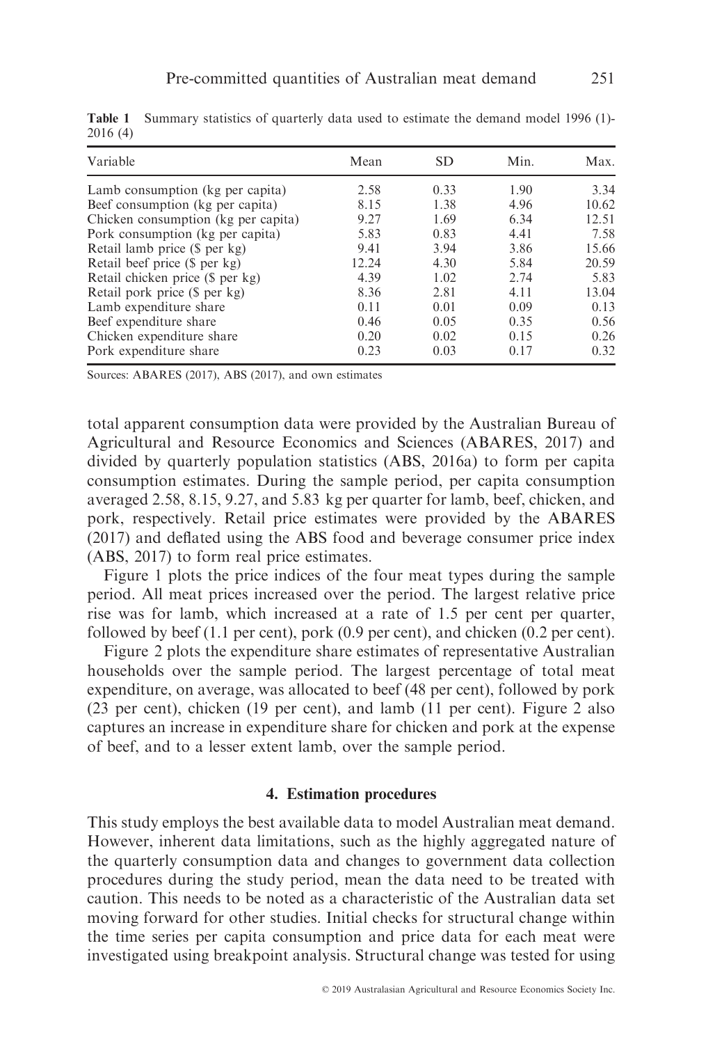**Table 1** Summary statistics of quarterly data used to estimate the demand model 1996 (1)-2016 (4)

| Variable | Mean | SD | Min. | Max. |
|---|---|---|---|---|
| Lamb consumption (kg per capita) | 2.58 | 0.33 | 1.90 | 3.34 |
| Beef consumption (kg per capita) | 8.15 | 1.38 | 4.96 | 10.62 |
| Chicken consumption (kg per capita) | 9.27 | 1.69 | 6.34 | 12.51 |
| Pork consumption (kg per capita) | 5.83 | 0.83 | 4.41 | 7.58 |
| Retail lamb price ($ per kg) | 9.41 | 3.94 | 3.86 | 15.66 |
| Retail beef price ($ per kg) | 12.24 | 4.30 | 5.84 | 20.59 |
| Retail chicken price ($ per kg) | 4.39 | 1.02 | 2.74 | 5.83 |
| Retail pork price ($ per kg) | 8.36 | 2.81 | 4.11 | 13.04 |
| Lamb expenditure share | 0.11 | 0.01 | 0.09 | 0.13 |
| Beef expenditure share | 0.46 | 0.05 | 0.35 | 0.56 |
| Chicken expenditure share | 0.20 | 0.02 | 0.15 | 0.26 |
| Pork expenditure share | 0.23 | 0.03 | 0.17 | 0.32 |

Sources: ABARES (2017), ABS (2017), and own estimates

total apparent consumption data were provided by the Australian Bureau of Agricultural and Resource Economics and Sciences (ABARES, 2017) and divided by quarterly population statistics (ABS, 2016a) to form per capita consumption estimates. During the sample period, per capita consumption averaged 2.58, 8.15, 9.27, and 5.83 kg per quarter for lamb, beef, chicken, and pork, respectively. Retail price estimates were provided by the ABARES (2017) and deflated using the ABS food and beverage consumer price index (ABS, 2017) to form real price estimates.

Figure 1 plots the price indices of the four meat types during the sample period. All meat prices increased over the period. The largest relative price rise was for lamb, which increased at a rate of 1.5 per cent per quarter, followed by beef (1.1 per cent), pork (0.9 per cent), and chicken (0.2 per cent).

Figure 2 plots the expenditure share estimates of representative Australian households over the sample period. The largest percentage of total meat expenditure, on average, was allocated to beef (48 per cent), followed by pork (23 per cent), chicken (19 per cent), and lamb (11 per cent). Figure 2 also captures an increase in expenditure share for chicken and pork at the expense of beef, and to a lesser extent lamb, over the sample period.

## 4. Estimation procedures

This study employs the best available data to model Australian meat demand. However, inherent data limitations, such as the highly aggregated nature of the quarterly consumption data and changes to government data collection procedures during the study period, mean the data need to be treated with caution. This needs to be noted as a characteristic of the Australian data set moving forward for other studies. Initial checks for structural change within the time series per capita consumption and price data for each meat were investigated using breakpoint analysis. Structural change was tested for using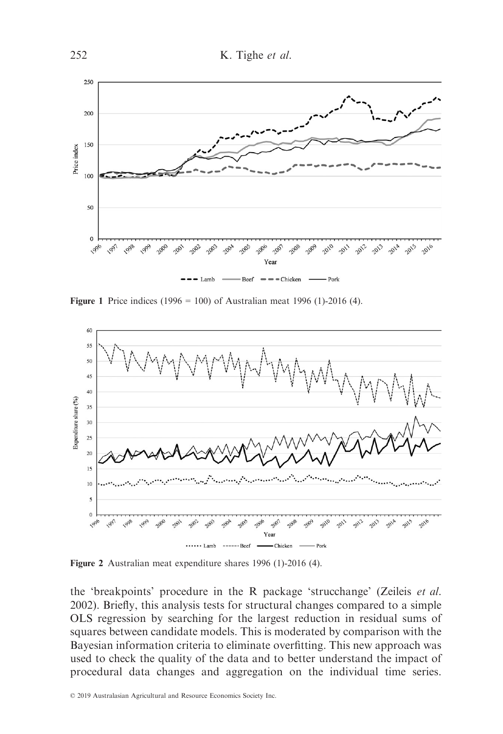**Figure 1** Price indices (1996 = 100) of Australian meat 1996 (1)-2016 (4).

**Figure 2** Australian meat expenditure shares 1996 (1)-2016 (4).

the 'breakpoints' procedure in the R package 'strucchange' (Zeileis *et al.* 2002). Briefly, this analysis tests for structural changes compared to a simple OLS regression by searching for the largest reduction in residual sums of squares between candidate models. This is moderated by comparison with the Bayesian information criteria to eliminate overfitting. This new approach was used to check the quality of the data and to better understand the impact of procedural data changes and aggregation on the individual time series.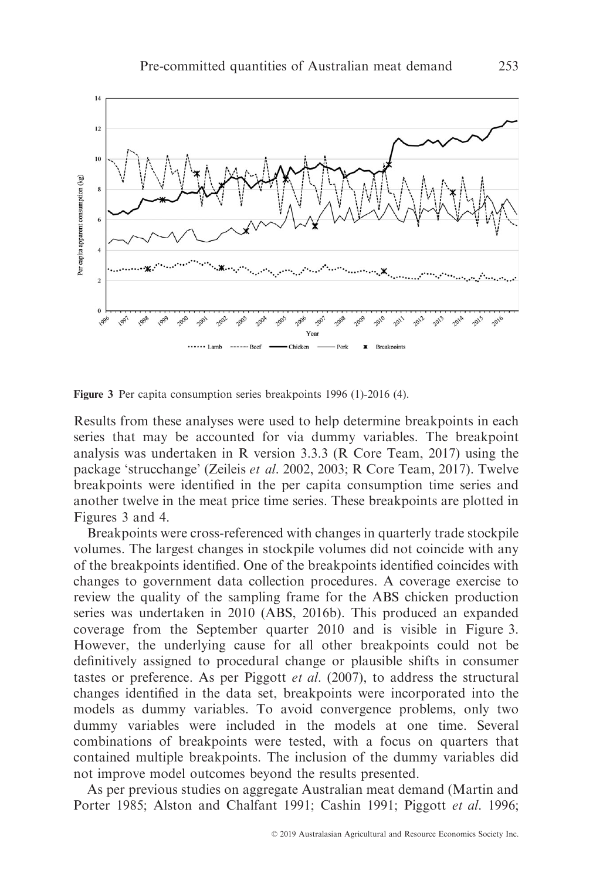Figure 3 Per capita consumption series breakpoints 1996 (1)-2016 (4).

Results from these analyses were used to help determine breakpoints in each series that may be accounted for via dummy variables. The breakpoint analysis was undertaken in R version 3.3.3 (R Core Team, 2017) using the package 'strucchange' (Zeileis *et al.* 2002, 2003; R Core Team, 2017). Twelve breakpoints were identified in the per capita consumption time series and another twelve in the meat price time series. These breakpoints are plotted in Figures 3 and 4.

Breakpoints were cross-referenced with changes in quarterly trade stockpile volumes. The largest changes in stockpile volumes did not coincide with any of the breakpoints identified. One of the breakpoints identified coincides with changes to government data collection procedures. A coverage exercise to review the quality of the sampling frame for the ABS chicken production series was undertaken in 2010 (ABS, 2016b). This produced an expanded coverage from the September quarter 2010 and is visible in Figure 3. However, the underlying cause for all other breakpoints could not be definitively assigned to procedural change or plausible shifts in consumer tastes or preference. As per Piggott *et al.* (2007), to address the structural changes identified in the data set, breakpoints were incorporated into the models as dummy variables. To avoid convergence problems, only two dummy variables were included in the models at one time. Several combinations of breakpoints were tested, with a focus on quarters that contained multiple breakpoints. The inclusion of the dummy variables did not improve model outcomes beyond the results presented.

As per previous studies on aggregate Australian meat demand (Martin and Porter 1985; Alston and Chalfant 1991; Cashin 1991; Piggott *et al.* 1996;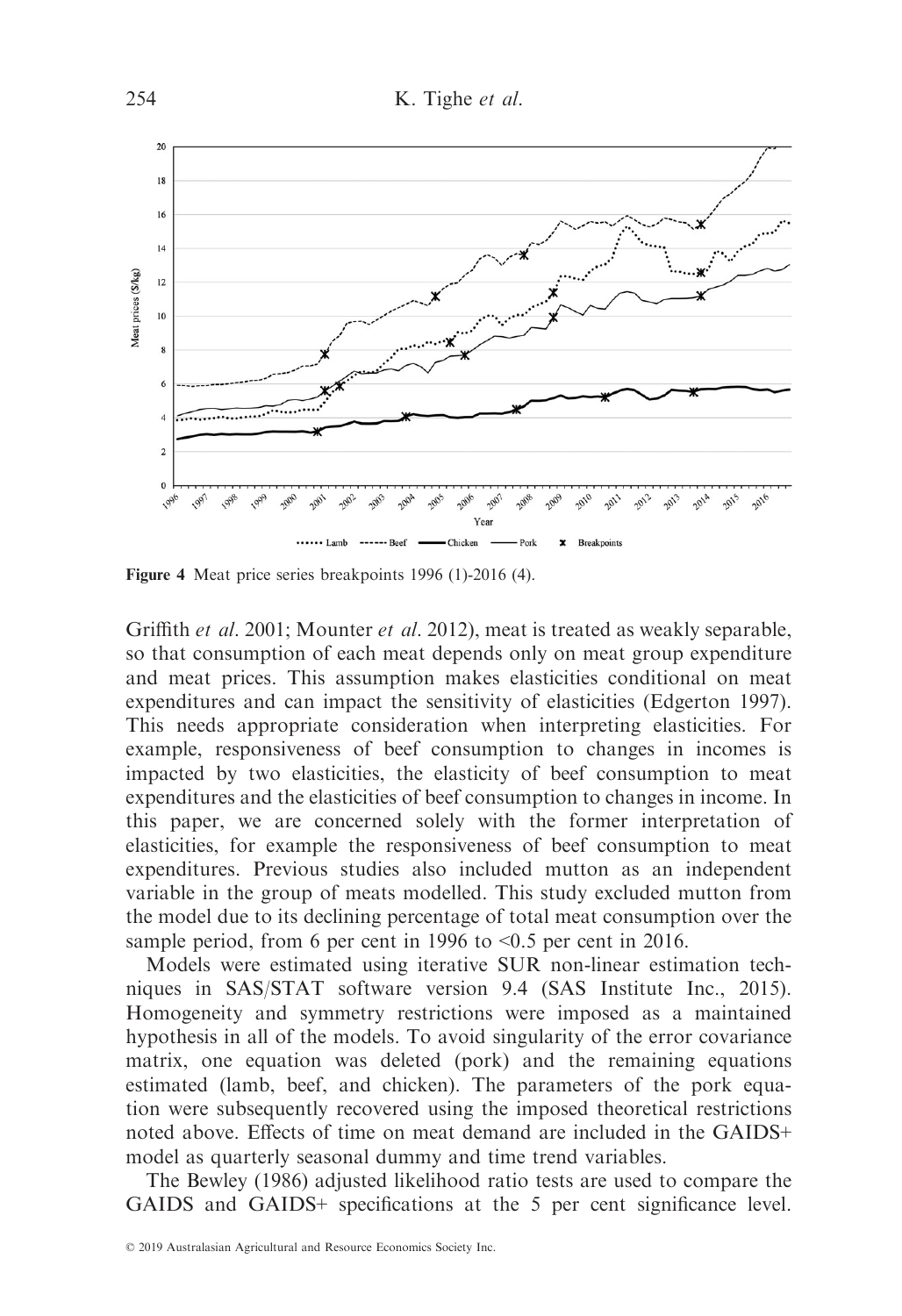Figure 4 Meat price series breakpoints 1996 (1)-2016 (4).

Griffith *et al.* 2001; Mounter *et al.* 2012), meat is treated as weakly separable, so that consumption of each meat depends only on meat group expenditure and meat prices. This assumption makes elasticities conditional on meat expenditures and can impact the sensitivity of elasticities (Edgerton 1997). This needs appropriate consideration when interpreting elasticities. For example, responsiveness of beef consumption to changes in incomes is impacted by two elasticities, the elasticity of beef consumption to meat expenditures and the elasticities of beef consumption to changes in income. In this paper, we are concerned solely with the former interpretation of elasticities, for example the responsiveness of beef consumption to meat expenditures. Previous studies also included mutton as an independent variable in the group of meats modelled. This study excluded mutton from the model due to its declining percentage of total meat consumption over the sample period, from 6 per cent in 1996 to <0.5 per cent in 2016.

Models were estimated using iterative SUR non-linear estimation techniques in SAS/STAT software version 9.4 (SAS Institute Inc., 2015). Homogeneity and symmetry restrictions were imposed as a maintained hypothesis in all of the models. To avoid singularity of the error covariance matrix, one equation was deleted (pork) and the remaining equations estimated (lamb, beef, and chicken). The parameters of the pork equation were subsequently recovered using the imposed theoretical restrictions noted above. Effects of time on meat demand are included in the GAIDS+ model as quarterly seasonal dummy and time trend variables.

The Bewley (1986) adjusted likelihood ratio tests are used to compare the GAIDS and GAIDS+ specifications at the 5 per cent significance level.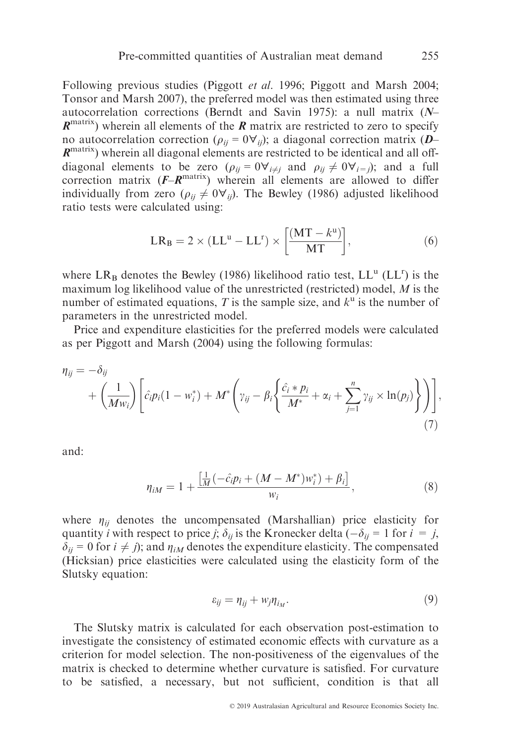Following previous studies (Piggott *et al*. 1996; Piggott and Marsh 2004; Tonsor and Marsh 2007), the preferred model was then estimated using three autocorrelation corrections (Berndt and Savin 1975): a null matrix ($\boldsymbol{N}$–$\boldsymbol{R}^{\text{matrix}}$) wherein all elements of the $\boldsymbol{R}$ matrix are restricted to zero to specify no autocorrelation correction ($\rho_{ij} = 0 \forall_{ij}$); a diagonal correction matrix ($\boldsymbol{D}$–$\boldsymbol{R}^{\text{matrix}}$) wherein all diagonal elements are restricted to be identical and all off-diagonal elements to be zero ($\rho_{ij} = 0 \forall_{i \neq j}$ and $\rho_{ij} \neq 0 \forall_{i=j}$); and a full correction matrix ($\boldsymbol{F}$–$\boldsymbol{R}^{\text{matrix}}$) wherein all elements are allowed to differ individually from zero ($\rho_{ij} \neq 0 \forall_{ij}$). The Bewley (1986) adjusted likelihood ratio tests were calculated using:

$$\text{LR}_\text{B} = 2 \times (\text{LL}^\text{u} - \text{LL}^\text{r}) \times \left[\frac{(\text{MT} - k^\text{u})}{\text{MT}}\right], \tag{6}$$

where $\text{LR}_\text{B}$ denotes the Bewley (1986) likelihood ratio test, $\text{LL}^\text{u}$ ($\text{LL}^\text{r}$) is the maximum log likelihood value of the unrestricted (restricted) model, $M$ is the number of estimated equations, $T$ is the sample size, and $k^\text{u}$ is the number of parameters in the unrestricted model.

Price and expenditure elasticities for the preferred models were calculated as per Piggott and Marsh (2004) using the following formulas:

$$\eta_{ij} = -\delta_{ij} + \left(\frac{1}{Mw_i}\right)\left[\hat{c}_i p_i (1 - w_i^*) + M^* \left(\gamma_{ij} - \beta_i \left\{\frac{\hat{c}_i * p_i}{M^*} + \alpha_i + \sum_{j=1}^{n} \gamma_{ij} \times \ln(p_j)\right\}\right)\right], \tag{7}$$

and:

$$\eta_{iM} = 1 + \frac{\left[\frac{1}{M}(-\hat{c}_i p_i + (M - M^*)w_i^*) + \beta_i\right]}{w_i}, \tag{8}$$

where $\eta_{ij}$ denotes the uncompensated (Marshallian) price elasticity for quantity $i$ with respect to price $j$; $\delta_{ij}$ is the Kronecker delta ($-\delta_{ij} = 1$ for $i = j$, $\delta_{ij} = 0$ for $i \neq j$); and $\eta_{iM}$ denotes the expenditure elasticity. The compensated (Hicksian) price elasticities were calculated using the elasticity form of the Slutsky equation:

$$\varepsilon_{ij} = \eta_{ij} + w_j \eta_{i_M}. \tag{9}$$

The Slutsky matrix is calculated for each observation post-estimation to investigate the consistency of estimated economic effects with curvature as a criterion for model selection. The non-positiveness of the eigenvalues of the matrix is checked to determine whether curvature is satisfied. For curvature to be satisfied, a necessary, but not sufficient, condition is that all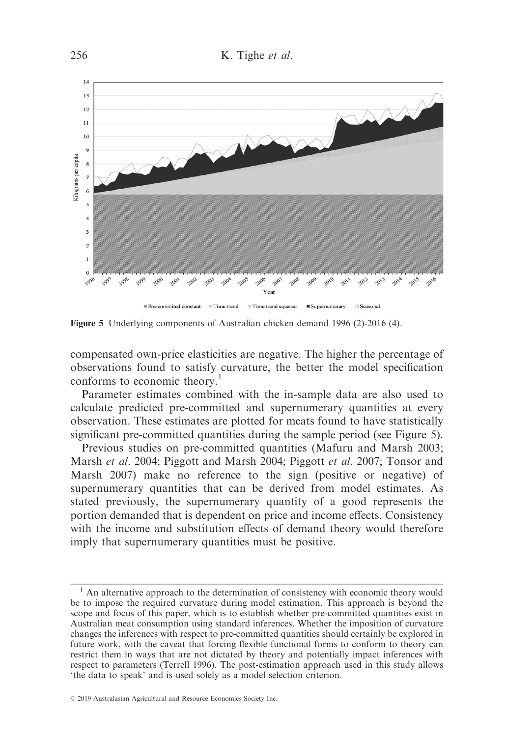Figure 5 Underlying components of Australian chicken demand 1996 (2)-2016 (4).

compensated own-price elasticities are negative. The higher the percentage of observations found to satisfy curvature, the better the model specification conforms to economic theory.[1]

Parameter estimates combined with the in-sample data are also used to calculate predicted pre-committed and supernumerary quantities at every observation. These estimates are plotted for meats found to have statistically significant pre-committed quantities during the sample period (see Figure 5).

Previous studies on pre-committed quantities (Mafuru and Marsh 2003; Marsh *et al*. 2004; Piggott and Marsh 2004; Piggott *et al*. 2007; Tonsor and Marsh 2007) make no reference to the sign (positive or negative) of supernumerary quantities that can be derived from model estimates. As stated previously, the supernumerary quantity of a good represents the portion demanded that is dependent on price and income effects. Consistency with the income and substitution effects of demand theory would therefore imply that supernumerary quantities must be positive.

---

[1] An alternative approach to the determination of consistency with economic theory would be to impose the required curvature during model estimation. This approach is beyond the scope and focus of this paper, which is to establish whether pre-committed quantities exist in Australian meat consumption using standard inferences. Whether the imposition of curvature changes the inferences with respect to pre-committed quantities should certainly be explored in future work, with the caveat that forcing flexible functional forms to conform to theory can restrict them in ways that are not dictated by theory and potentially impact inferences with respect to parameters (Terrell 1996). The post-estimation approach used in this study allows 'the data to speak' and is used solely as a model selection criterion.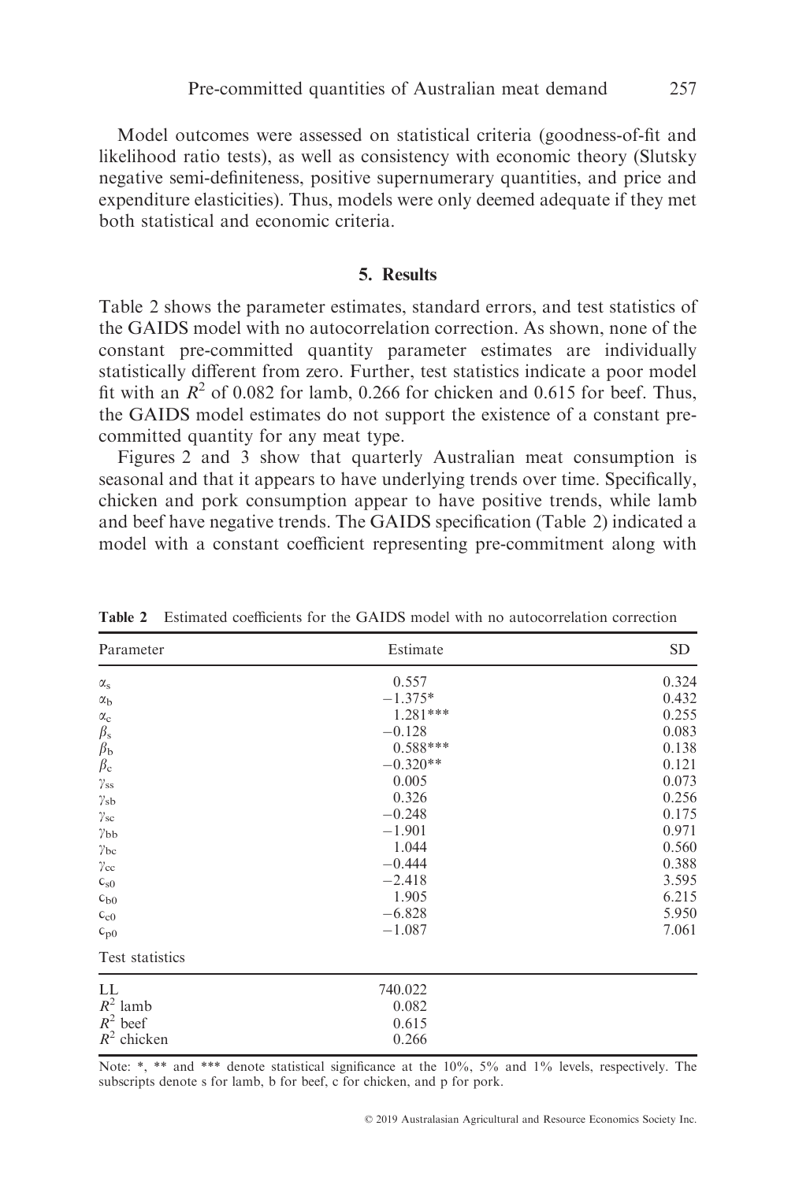Model outcomes were assessed on statistical criteria (goodness-of-fit and likelihood ratio tests), as well as consistency with economic theory (Slutsky negative semi-definiteness, positive supernumerary quantities, and price and expenditure elasticities). Thus, models were only deemed adequate if they met both statistical and economic criteria.

## 5. Results

Table 2 shows the parameter estimates, standard errors, and test statistics of the GAIDS model with no autocorrelation correction. As shown, none of the constant pre-committed quantity parameter estimates are individually statistically different from zero. Further, test statistics indicate a poor model fit with an $R^2$ of 0.082 for lamb, 0.266 for chicken and 0.615 for beef. Thus, the GAIDS model estimates do not support the existence of a constant pre-committed quantity for any meat type.

Figures 2 and 3 show that quarterly Australian meat consumption is seasonal and that it appears to have underlying trends over time. Specifically, chicken and pork consumption appear to have positive trends, while lamb and beef have negative trends. The GAIDS specification (Table 2) indicated a model with a constant coefficient representing pre-commitment along with

**Table 2** Estimated coefficients for the GAIDS model with no autocorrelation correction

| Parameter | Estimate | SD |
|---|---|---|
| $\alpha_s$ | 0.557 | 0.324 |
| $\alpha_b$ | −1.375* | 0.432 |
| $\alpha_c$ | 1.281*** | 0.255 |
| $\beta_s$ | −0.128 | 0.083 |
| $\beta_b$ | 0.588*** | 0.138 |
| $\beta_c$ | −0.320** | 0.121 |
| $\gamma_{ss}$ | 0.005 | 0.073 |
| $\gamma_{sb}$ | 0.326 | 0.256 |
| $\gamma_{sc}$ | −0.248 | 0.175 |
| $\gamma_{bb}$ | −1.901 | 0.971 |
| $\gamma_{bc}$ | 1.044 | 0.560 |
| $\gamma_{cc}$ | −0.444 | 0.388 |
| $c_{s0}$ | −2.418 | 3.595 |
| $c_{b0}$ | 1.905 | 6.215 |
| $c_{c0}$ | −6.828 | 5.950 |
| $c_{p0}$ | −1.087 | 7.061 |
| Test statistics | | |
| LL | 740.022 | |
| $R^2$ lamb | 0.082 | |
| $R^2$ beef | 0.615 | |
| $R^2$ chicken | 0.266 | |

Note: *, ** and *** denote statistical significance at the 10%, 5% and 1% levels, respectively. The subscripts denote s for lamb, b for beef, c for chicken, and p for pork.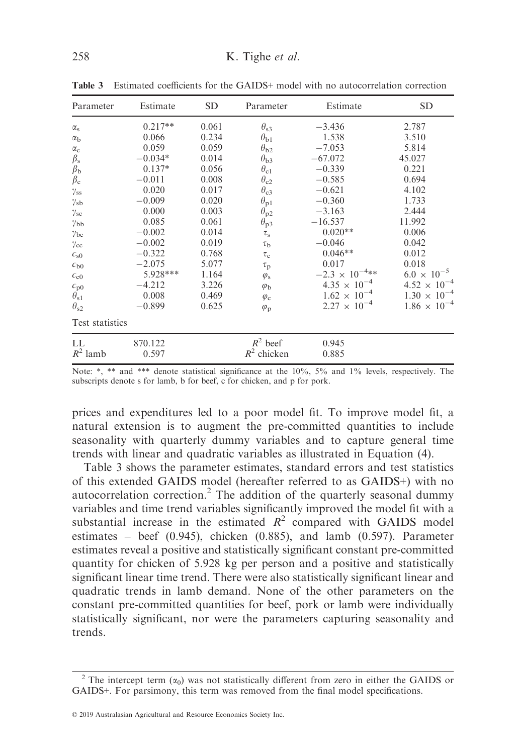**Table 3** Estimated coefficients for the GAIDS+ model with no autocorrelation correction

| Parameter | Estimate | SD | Parameter | Estimate | SD |
|---|---|---|---|---|---|
| $\alpha_s$ | 0.217** | 0.061 | $\theta_{s3}$ | −3.436 | 2.787 |
| $\alpha_b$ | 0.066 | 0.234 | $\theta_{b1}$ | 1.538 | 3.510 |
| $\alpha_c$ | 0.059 | 0.059 | $\theta_{b2}$ | −7.053 | 5.814 |
| $\beta_s$ | −0.034* | 0.014 | $\theta_{b3}$ | −67.072 | 45.027 |
| $\beta_b$ | 0.137* | 0.056 | $\theta_{c1}$ | −0.339 | 0.221 |
| $\beta_c$ | −0.011 | 0.008 | $\theta_{c2}$ | −0.585 | 0.694 |
| $\gamma_{ss}$ | 0.020 | 0.017 | $\theta_{c3}$ | −0.621 | 4.102 |
| $\gamma_{sb}$ | −0.009 | 0.020 | $\theta_{p1}$ | −0.360 | 1.733 |
| $\gamma_{sc}$ | 0.000 | 0.003 | $\theta_{p2}$ | −3.163 | 2.444 |
| $\gamma_{bb}$ | 0.085 | 0.061 | $\theta_{p3}$ | −16.537 | 11.992 |
| $\gamma_{bc}$ | −0.002 | 0.014 | $\tau_s$ | 0.020** | 0.006 |
| $\gamma_{cc}$ | −0.002 | 0.019 | $\tau_b$ | −0.046 | 0.042 |
| $c_{s0}$ | −0.322 | 0.768 | $\tau_c$ | 0.046** | 0.012 |
| $c_{b0}$ | −2.075 | 5.077 | $\tau_p$ | 0.017 | 0.018 |
| $c_{c0}$ | 5.928*** | 1.164 | $\varphi_s$ | $-2.3 \times 10^{-4}$** | $6.0 \times 10^{-5}$ |
| $c_{p0}$ | −4.212 | 3.226 | $\varphi_b$ | $4.35 \times 10^{-4}$ | $4.52 \times 10^{-4}$ |
| $\theta_{s1}$ | 0.008 | 0.469 | $\varphi_c$ | $1.62 \times 10^{-4}$ | $1.30 \times 10^{-4}$ |
| $\theta_{s2}$ | −0.899 | 0.625 | $\varphi_p$ | $2.27 \times 10^{-4}$ | $1.86 \times 10^{-4}$ |
| Test statistics | | | | | |
| LL | 870.122 | | $R^2$ beef | 0.945 | |
| $R^2$ lamb | 0.597 | | $R^2$ chicken | 0.885 | |

Note: *, ** and *** denote statistical significance at the 10%, 5% and 1% levels, respectively. The subscripts denote s for lamb, b for beef, c for chicken, and p for pork.

prices and expenditures led to a poor model fit. To improve model fit, a natural extension is to augment the pre-committed quantities to include seasonality with quarterly dummy variables and to capture general time trends with linear and quadratic variables as illustrated in Equation (4).

Table 3 shows the parameter estimates, standard errors and test statistics of this extended GAIDS model (hereafter referred to as GAIDS+) with no autocorrelation correction.[2] The addition of the quarterly seasonal dummy variables and time trend variables significantly improved the model fit with a substantial increase in the estimated $R^2$ compared with GAIDS model estimates – beef (0.945), chicken (0.885), and lamb (0.597). Parameter estimates reveal a positive and statistically significant constant pre-committed quantity for chicken of 5.928 kg per person and a positive and statistically significant linear time trend. There were also statistically significant linear and quadratic trends in lamb demand. None of the other parameters on the constant pre-committed quantities for beef, pork or lamb were individually statistically significant, nor were the parameters capturing seasonality and trends.

[2] The intercept term ($\alpha_0$) was not statistically different from zero in either the GAIDS or GAIDS+. For parsimony, this term was removed from the final model specifications.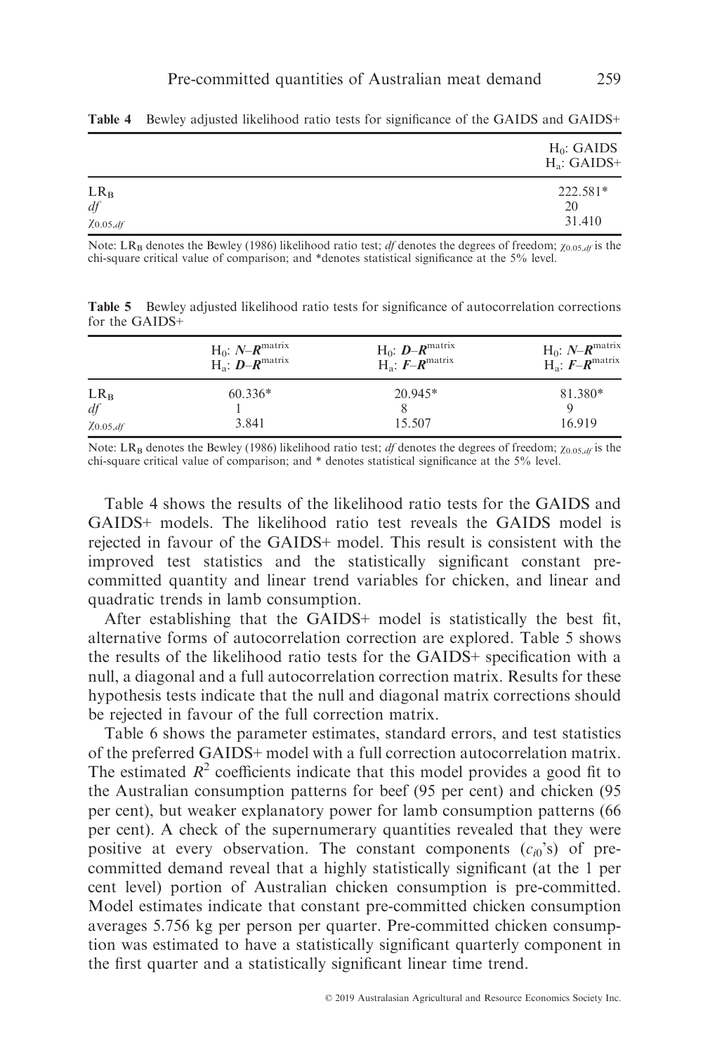**Table 4** Bewley adjusted likelihood ratio tests for significance of the GAIDS and GAIDS+

| | $H_0$: GAIDS $H_a$: GAIDS+ |
|---|---|
| $LR_B$ | 222.581* |
| $df$ | 20 |
| $\chi_{0.05,df}$ | 31.410 |

Note: $LR_B$ denotes the Bewley (1986) likelihood ratio test; $df$ denotes the degrees of freedom; $\chi_{0.05,df}$ is the chi-square critical value of comparison; and *denotes statistical significance at the 5% level.

**Table 5** Bewley adjusted likelihood ratio tests for significance of autocorrelation corrections for the GAIDS+

| | $H_0$: $\boldsymbol{N}$–$\boldsymbol{R}^{\text{matrix}}$ $H_a$: $\boldsymbol{D}$–$\boldsymbol{R}^{\text{matrix}}$ | $H_0$: $\boldsymbol{D}$–$\boldsymbol{R}^{\text{matrix}}$ $H_a$: $\boldsymbol{F}$–$\boldsymbol{R}^{\text{matrix}}$ | $H_0$: $\boldsymbol{N}$–$\boldsymbol{R}^{\text{matrix}}$ $H_a$: $\boldsymbol{F}$–$\boldsymbol{R}^{\text{matrix}}$ |
|---|---|---|---|
| $LR_B$ | 60.336* | 20.945* | 81.380* |
| $df$ | 1 | 8 | 9 |
| $\chi_{0.05,df}$ | 3.841 | 15.507 | 16.919 |

Note: $LR_B$ denotes the Bewley (1986) likelihood ratio test; $df$ denotes the degrees of freedom; $\chi_{0.05,df}$ is the chi-square critical value of comparison; and * denotes statistical significance at the 5% level.

Table 4 shows the results of the likelihood ratio tests for the GAIDS and GAIDS+ models. The likelihood ratio test reveals the GAIDS model is rejected in favour of the GAIDS+ model. This result is consistent with the improved test statistics and the statistically significant constant pre-committed quantity and linear trend variables for chicken, and linear and quadratic trends in lamb consumption.

After establishing that the GAIDS+ model is statistically the best fit, alternative forms of autocorrelation correction are explored. Table 5 shows the results of the likelihood ratio tests for the GAIDS+ specification with a null, a diagonal and a full autocorrelation correction matrix. Results for these hypothesis tests indicate that the null and diagonal matrix corrections should be rejected in favour of the full correction matrix.

Table 6 shows the parameter estimates, standard errors, and test statistics of the preferred GAIDS+ model with a full correction autocorrelation matrix. The estimated $R^2$ coefficients indicate that this model provides a good fit to the Australian consumption patterns for beef (95 per cent) and chicken (95 per cent), but weaker explanatory power for lamb consumption patterns (66 per cent). A check of the supernumerary quantities revealed that they were positive at every observation. The constant components ($c_{i0}$'s) of pre-committed demand reveal that a highly statistically significant (at the 1 per cent level) portion of Australian chicken consumption is pre-committed. Model estimates indicate that constant pre-committed chicken consumption averages 5.756 kg per person per quarter. Pre-committed chicken consumption was estimated to have a statistically significant quarterly component in the first quarter and a statistically significant linear time trend.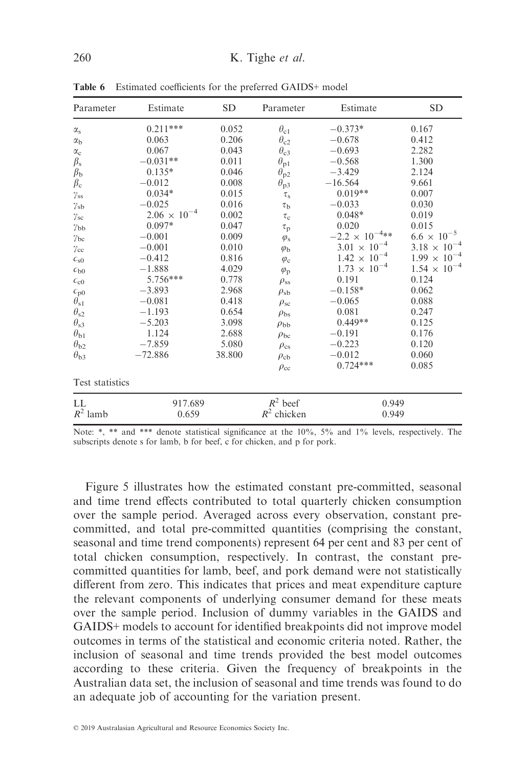**Table 6** Estimated coefficients for the preferred GAIDS+ model

| Parameter | Estimate | SD | Parameter | Estimate | SD |
|---|---|---|---|---|---|
| $\alpha_s$ | 0.211*** | 0.052 | $\theta_{c1}$ | −0.373* | 0.167 |
| $\alpha_b$ | 0.063 | 0.206 | $\theta_{c2}$ | −0.678 | 0.412 |
| $\alpha_c$ | 0.067 | 0.043 | $\theta_{c3}$ | −0.693 | 2.282 |
| $\beta_s$ | −0.031** | 0.011 | $\theta_{p1}$ | −0.568 | 1.300 |
| $\beta_b$ | 0.135* | 0.046 | $\theta_{p2}$ | −3.429 | 2.124 |
| $\beta_c$ | −0.012 | 0.008 | $\theta_{p3}$ | −16.564 | 9.661 |
| $\gamma_{ss}$ | 0.034* | 0.015 | $\tau_s$ | 0.019** | 0.007 |
| $\gamma_{sb}$ | −0.025 | 0.016 | $\tau_b$ | −0.033 | 0.030 |
| $\gamma_{sc}$ | $2.06 \times 10^{-4}$ | 0.002 | $\tau_c$ | 0.048* | 0.019 |
| $\gamma_{bb}$ | 0.097* | 0.047 | $\tau_p$ | 0.020 | 0.015 |
| $\gamma_{bc}$ | −0.001 | 0.009 | $\varphi_s$ | $-2.2 \times 10^{-4}$** | $6.6 \times 10^{-5}$ |
| $\gamma_{cc}$ | −0.001 | 0.010 | $\varphi_b$ | $3.01 \times 10^{-4}$ | $3.18 \times 10^{-4}$ |
| $c_{s0}$ | −0.412 | 0.816 | $\varphi_c$ | $1.42 \times 10^{-4}$ | $1.99 \times 10^{-4}$ |
| $c_{b0}$ | −1.888 | 4.029 | $\varphi_p$ | $1.73 \times 10^{-4}$ | $1.54 \times 10^{-4}$ |
| $c_{c0}$ | 5.756*** | 0.778 | $\rho_{ss}$ | 0.191 | 0.124 |
| $c_{p0}$ | −3.893 | 2.968 | $\rho_{sb}$ | −0.158* | 0.062 |
| $\theta_{s1}$ | −0.081 | 0.418 | $\rho_{sc}$ | −0.065 | 0.088 |
| $\theta_{s2}$ | −1.193 | 0.654 | $\rho_{bs}$ | 0.081 | 0.247 |
| $\theta_{s3}$ | −5.203 | 3.098 | $\rho_{bb}$ | 0.449** | 0.125 |
| $\theta_{b1}$ | 1.124 | 2.688 | $\rho_{bc}$ | −0.191 | 0.176 |
| $\theta_{b2}$ | −7.859 | 5.080 | $\rho_{cs}$ | −0.223 | 0.120 |
| $\theta_{b3}$ | −72.886 | 38.800 | $\rho_{cb}$ | −0.012 | 0.060 |
| | | | $\rho_{cc}$ | 0.724*** | 0.085 |
| Test statistics | | | | | |
| LL | 917.689 | | $R^2$ beef | 0.949 | |
| $R^2$ lamb | 0.659 | | $R^2$ chicken | 0.949 | |

Note: *, ** and *** denote statistical significance at the 10%, 5% and 1% levels, respectively. The subscripts denote s for lamb, b for beef, c for chicken, and p for pork.

Figure 5 illustrates how the estimated constant pre-committed, seasonal and time trend effects contributed to total quarterly chicken consumption over the sample period. Averaged across every observation, constant pre-committed, and total pre-committed quantities (comprising the constant, seasonal and time trend components) represent 64 per cent and 83 per cent of total chicken consumption, respectively. In contrast, the constant pre-committed quantities for lamb, beef, and pork demand were not statistically different from zero. This indicates that prices and meat expenditure capture the relevant components of underlying consumer demand for these meats over the sample period. Inclusion of dummy variables in the GAIDS and GAIDS+ models to account for identified breakpoints did not improve model outcomes in terms of the statistical and economic criteria noted. Rather, the inclusion of seasonal and time trends provided the best model outcomes according to these criteria. Given the frequency of breakpoints in the Australian data set, the inclusion of seasonal and time trends was found to do an adequate job of accounting for the variation present.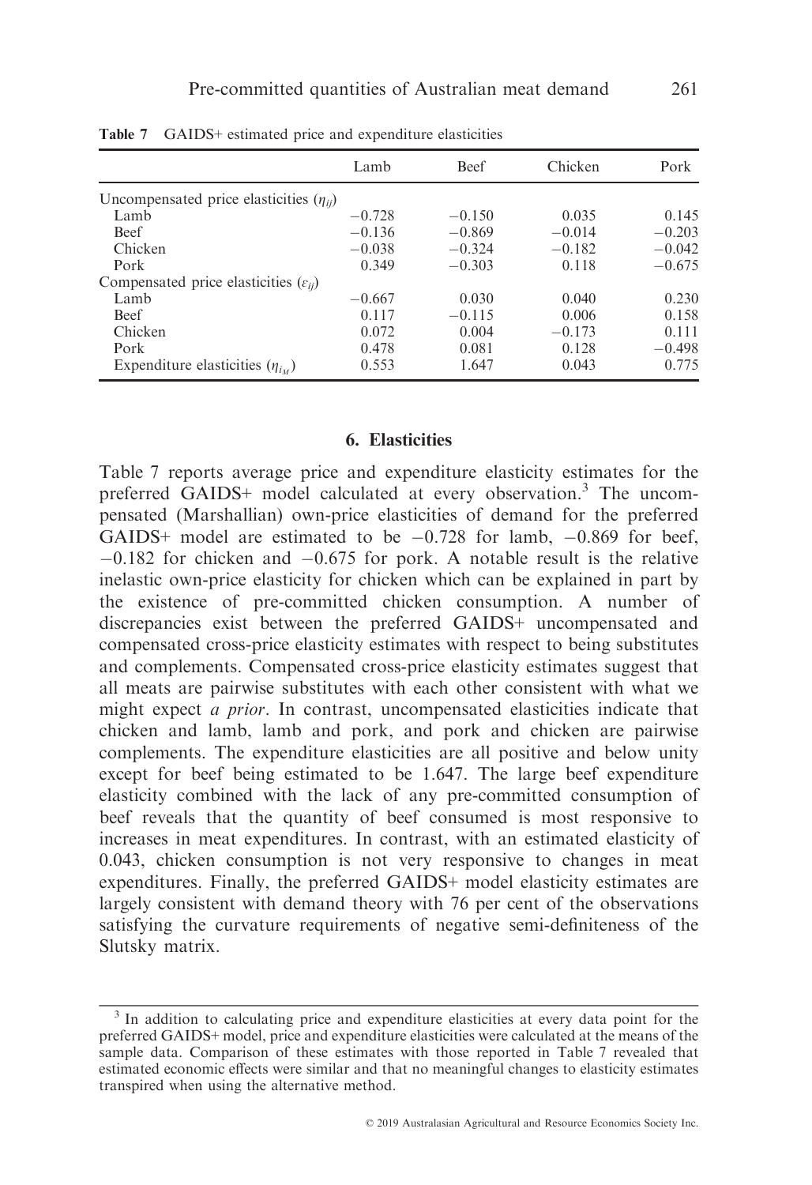**Table 7** GAIDS+ estimated price and expenditure elasticities

| | Lamb | Beef | Chicken | Pork |
|---|---|---|---|---|
| Uncompensated price elasticities ($\eta_{ij}$) | | | | |
| Lamb | −0.728 | −0.150 | 0.035 | 0.145 |
| Beef | −0.136 | −0.869 | −0.014 | −0.203 |
| Chicken | −0.038 | −0.324 | −0.182 | −0.042 |
| Pork | 0.349 | −0.303 | 0.118 | −0.675 |
| Compensated price elasticities ($\varepsilon_{ij}$) | | | | |
| Lamb | −0.667 | 0.030 | 0.040 | 0.230 |
| Beef | 0.117 | −0.115 | 0.006 | 0.158 |
| Chicken | 0.072 | 0.004 | −0.173 | 0.111 |
| Pork | 0.478 | 0.081 | 0.128 | −0.498 |
| Expenditure elasticities ($\eta_{i_M}$) | 0.553 | 1.647 | 0.043 | 0.775 |

## 6. Elasticities

Table 7 reports average price and expenditure elasticity estimates for the preferred GAIDS+ model calculated at every observation.[3] The uncompensated (Marshallian) own-price elasticities of demand for the preferred GAIDS+ model are estimated to be −0.728 for lamb, −0.869 for beef, −0.182 for chicken and −0.675 for pork. A notable result is the relative inelastic own-price elasticity for chicken which can be explained in part by the existence of pre-committed chicken consumption. A number of discrepancies exist between the preferred GAIDS+ uncompensated and compensated cross-price elasticity estimates with respect to being substitutes and complements. Compensated cross-price elasticity estimates suggest that all meats are pairwise substitutes with each other consistent with what we might expect *a prior*. In contrast, uncompensated elasticities indicate that chicken and lamb, lamb and pork, and pork and chicken are pairwise complements. The expenditure elasticities are all positive and below unity except for beef being estimated to be 1.647. The large beef expenditure elasticity combined with the lack of any pre-committed consumption of beef reveals that the quantity of beef consumed is most responsive to increases in meat expenditures. In contrast, with an estimated elasticity of 0.043, chicken consumption is not very responsive to changes in meat expenditures. Finally, the preferred GAIDS+ model elasticity estimates are largely consistent with demand theory with 76 per cent of the observations satisfying the curvature requirements of negative semi-definiteness of the Slutsky matrix.

[3] In addition to calculating price and expenditure elasticities at every data point for the preferred GAIDS+ model, price and expenditure elasticities were calculated at the means of the sample data. Comparison of these estimates with those reported in Table 7 revealed that estimated economic effects were similar and that no meaningful changes to elasticity estimates transpired when using the alternative method.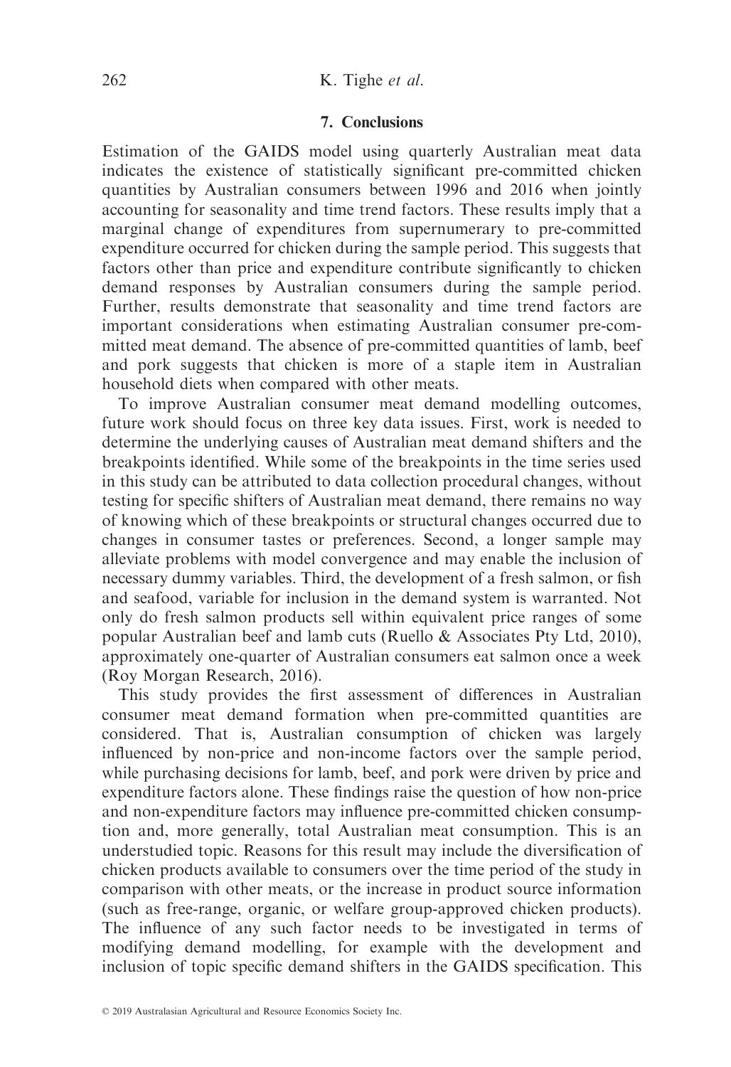## 7. Conclusions

Estimation of the GAIDS model using quarterly Australian meat data indicates the existence of statistically significant pre-committed chicken quantities by Australian consumers between 1996 and 2016 when jointly accounting for seasonality and time trend factors. These results imply that a marginal change of expenditures from supernumerary to pre-committed expenditure occurred for chicken during the sample period. This suggests that factors other than price and expenditure contribute significantly to chicken demand responses by Australian consumers during the sample period. Further, results demonstrate that seasonality and time trend factors are important considerations when estimating Australian consumer pre-committed meat demand. The absence of pre-committed quantities of lamb, beef and pork suggests that chicken is more of a staple item in Australian household diets when compared with other meats.

To improve Australian consumer meat demand modelling outcomes, future work should focus on three key data issues. First, work is needed to determine the underlying causes of Australian meat demand shifters and the breakpoints identified. While some of the breakpoints in the time series used in this study can be attributed to data collection procedural changes, without testing for specific shifters of Australian meat demand, there remains no way of knowing which of these breakpoints or structural changes occurred due to changes in consumer tastes or preferences. Second, a longer sample may alleviate problems with model convergence and may enable the inclusion of necessary dummy variables. Third, the development of a fresh salmon, or fish and seafood, variable for inclusion in the demand system is warranted. Not only do fresh salmon products sell within equivalent price ranges of some popular Australian beef and lamb cuts (Ruello & Associates Pty Ltd, 2010), approximately one-quarter of Australian consumers eat salmon once a week (Roy Morgan Research, 2016).

This study provides the first assessment of differences in Australian consumer meat demand formation when pre-committed quantities are considered. That is, Australian consumption of chicken was largely influenced by non-price and non-income factors over the sample period, while purchasing decisions for lamb, beef, and pork were driven by price and expenditure factors alone. These findings raise the question of how non-price and non-expenditure factors may influence pre-committed chicken consumption and, more generally, total Australian meat consumption. This is an understudied topic. Reasons for this result may include the diversification of chicken products available to consumers over the time period of the study in comparison with other meats, or the increase in product source information (such as free-range, organic, or welfare group-approved chicken products). The influence of any such factor needs to be investigated in terms of modifying demand modelling, for example with the development and inclusion of topic specific demand shifters in the GAIDS specification. This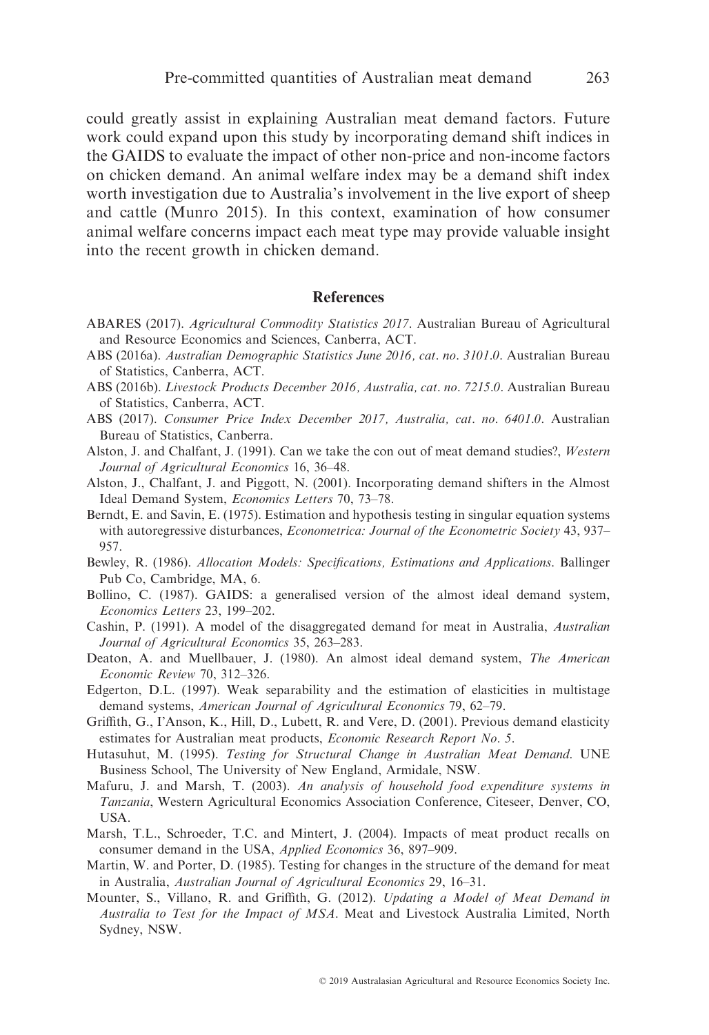could greatly assist in explaining Australian meat demand factors. Future work could expand upon this study by incorporating demand shift indices in the GAIDS to evaluate the impact of other non-price and non-income factors on chicken demand. An animal welfare index may be a demand shift index worth investigation due to Australia's involvement in the live export of sheep and cattle (Munro 2015). In this context, examination of how consumer animal welfare concerns impact each meat type may provide valuable insight into the recent growth in chicken demand.

## References

ABARES (2017). *Agricultural Commodity Statistics 2017*. Australian Bureau of Agricultural and Resource Economics and Sciences, Canberra, ACT.

ABS (2016a). *Australian Demographic Statistics June 2016, cat. no. 3101.0*. Australian Bureau of Statistics, Canberra, ACT.

ABS (2016b). *Livestock Products December 2016, Australia, cat. no. 7215.0*. Australian Bureau of Statistics, Canberra, ACT.

ABS (2017). *Consumer Price Index December 2017, Australia, cat. no. 6401.0*. Australian Bureau of Statistics, Canberra.

Alston, J. and Chalfant, J. (1991). Can we take the con out of meat demand studies?, *Western Journal of Agricultural Economics* 16, 36–48.

Alston, J., Chalfant, J. and Piggott, N. (2001). Incorporating demand shifters in the Almost Ideal Demand System, *Economics Letters* 70, 73–78.

Berndt, E. and Savin, E. (1975). Estimation and hypothesis testing in singular equation systems with autoregressive disturbances, *Econometrica: Journal of the Econometric Society* 43, 937–957.

Bewley, R. (1986). *Allocation Models: Specifications, Estimations and Applications*. Ballinger Pub Co, Cambridge, MA, 6.

Bollino, C. (1987). GAIDS: a generalised version of the almost ideal demand system, *Economics Letters* 23, 199–202.

Cashin, P. (1991). A model of the disaggregated demand for meat in Australia, *Australian Journal of Agricultural Economics* 35, 263–283.

Deaton, A. and Muellbauer, J. (1980). An almost ideal demand system, *The American Economic Review* 70, 312–326.

Edgerton, D.L. (1997). Weak separability and the estimation of elasticities in multistage demand systems, *American Journal of Agricultural Economics* 79, 62–79.

Griffith, G., I'Anson, K., Hill, D., Lubett, R. and Vere, D. (2001). Previous demand elasticity estimates for Australian meat products, *Economic Research Report No. 5*.

Hutasuhut, M. (1995). *Testing for Structural Change in Australian Meat Demand*. UNE Business School, The University of New England, Armidale, NSW.

Mafuru, J. and Marsh, T. (2003). *An analysis of household food expenditure systems in Tanzania*, Western Agricultural Economics Association Conference, Citeseer, Denver, CO, USA.

Marsh, T.L., Schroeder, T.C. and Mintert, J. (2004). Impacts of meat product recalls on consumer demand in the USA, *Applied Economics* 36, 897–909.

Martin, W. and Porter, D. (1985). Testing for changes in the structure of the demand for meat in Australia, *Australian Journal of Agricultural Economics* 29, 16–31.

Mounter, S., Villano, R. and Griffith, G. (2012). *Updating a Model of Meat Demand in Australia to Test for the Impact of MSA*. Meat and Livestock Australia Limited, North Sydney, NSW.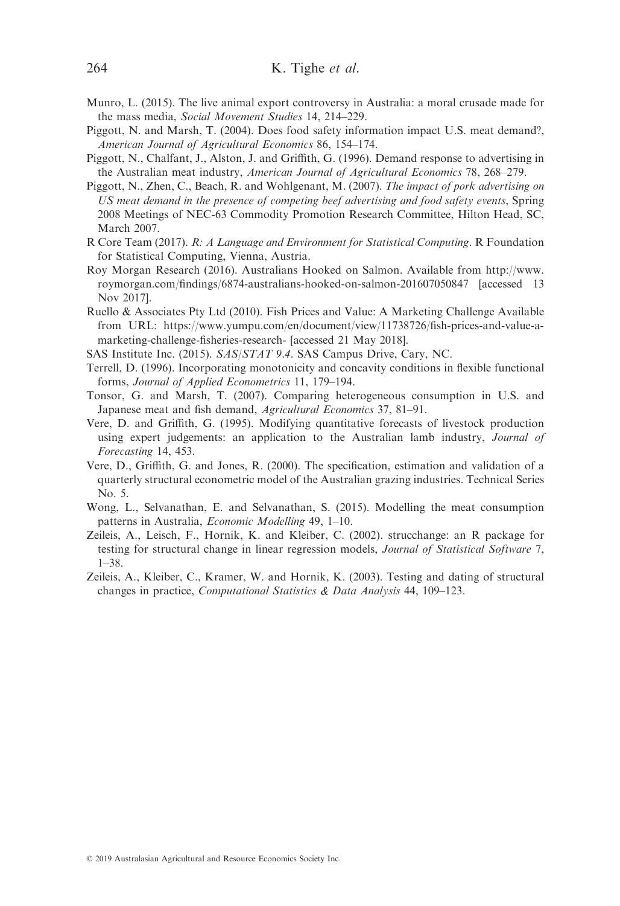Munro, L. (2015). The live animal export controversy in Australia: a moral crusade made for the mass media, *Social Movement Studies* 14, 214–229.

Piggott, N. and Marsh, T. (2004). Does food safety information impact U.S. meat demand?, *American Journal of Agricultural Economics* 86, 154–174.

Piggott, N., Chalfant, J., Alston, J. and Griffith, G. (1996). Demand response to advertising in the Australian meat industry, *American Journal of Agricultural Economics* 78, 268–279.

Piggott, N., Zhen, C., Beach, R. and Wohlgenant, M. (2007). *The impact of pork advertising on US meat demand in the presence of competing beef advertising and food safety events*, Spring 2008 Meetings of NEC-63 Commodity Promotion Research Committee, Hilton Head, SC, March 2007.

R Core Team (2017). *R: A Language and Environment for Statistical Computing*. R Foundation for Statistical Computing, Vienna, Austria.

Roy Morgan Research (2016). Australians Hooked on Salmon. Available from http://www.roymorgan.com/findings/6874-australians-hooked-on-salmon-201607050847 [accessed 13 Nov 2017].

Ruello & Associates Pty Ltd (2010). Fish Prices and Value: A Marketing Challenge Available from URL: https://www.yumpu.com/en/document/view/11738726/fish-prices-and-value-a-marketing-challenge-fisheries-research- [accessed 21 May 2018].

SAS Institute Inc. (2015). *SAS/STAT 9.4*. SAS Campus Drive, Cary, NC.

Terrell, D. (1996). Incorporating monotonicity and concavity conditions in flexible functional forms, *Journal of Applied Econometrics* 11, 179–194.

Tonsor, G. and Marsh, T. (2007). Comparing heterogeneous consumption in U.S. and Japanese meat and fish demand, *Agricultural Economics* 37, 81–91.

Vere, D. and Griffith, G. (1995). Modifying quantitative forecasts of livestock production using expert judgements: an application to the Australian lamb industry, *Journal of Forecasting* 14, 453.

Vere, D., Griffith, G. and Jones, R. (2000). The specification, estimation and validation of a quarterly structural econometric model of the Australian grazing industries. Technical Series No. 5.

Wong, L., Selvanathan, E. and Selvanathan, S. (2015). Modelling the meat consumption patterns in Australia, *Economic Modelling* 49, 1–10.

Zeileis, A., Leisch, F., Hornik, K. and Kleiber, C. (2002). strucchange: an R package for testing for structural change in linear regression models, *Journal of Statistical Software* 7, 1–38.

Zeileis, A., Kleiber, C., Kramer, W. and Hornik, K. (2003). Testing and dating of structural changes in practice, *Computational Statistics & Data Analysis* 44, 109–123.